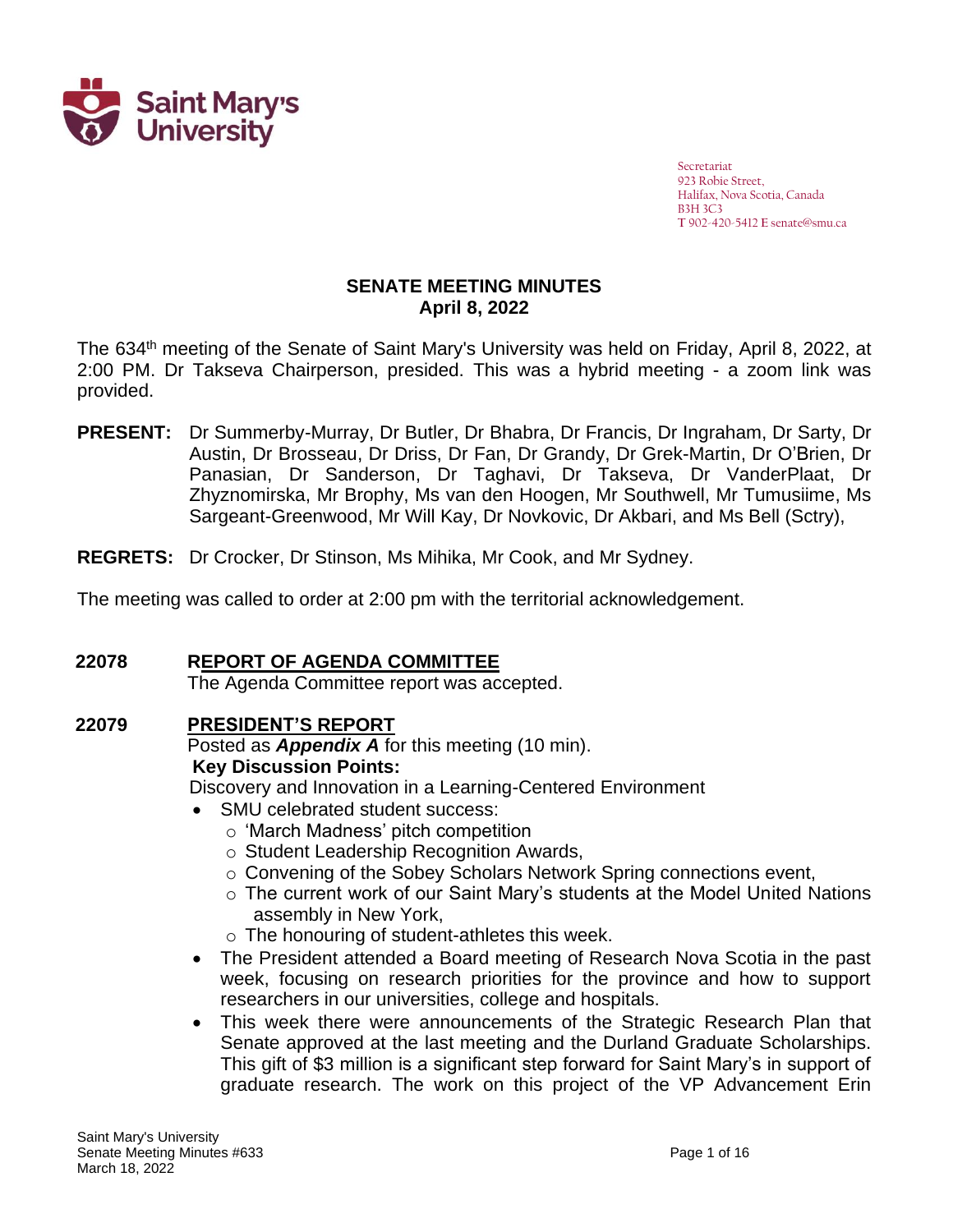Secretariat
923 Robie Street,
Halifax, Nova Scotia, Canada
B3H 3C3
T 902-420-5412 E senate@smu.ca

# SENATE MEETING MINUTES
## April 8, 2022

The 634th meeting of the Senate of Saint Mary's University was held on Friday, April 8, 2022, at 2:00 PM. Dr Takseva Chairperson, presided. This was a hybrid meeting - a zoom link was provided.

**PRESENT:** Dr Summerby-Murray, Dr Butler, Dr Bhabra, Dr Francis, Dr Ingraham, Dr Sarty, Dr Austin, Dr Brosseau, Dr Driss, Dr Fan, Dr Grandy, Dr Grek-Martin, Dr O'Brien, Dr Panasian, Dr Sanderson, Dr Taghavi, Dr Takseva, Dr VanderPlaat, Dr Zhyznomirska, Mr Brophy, Ms van den Hoogen, Mr Southwell, Mr Tumusiime, Ms Sargeant-Greenwood, Mr Will Kay, Dr Novkovic, Dr Akbari, and Ms Bell (Sctry),

**REGRETS:** Dr Crocker, Dr Stinson, Ms Mihika, Mr Cook, and Mr Sydney.

The meeting was called to order at 2:00 pm with the territorial acknowledgement.

**22078 REPORT OF AGENDA COMMITTEE**

The Agenda Committee report was accepted.

**22079 PRESIDENT'S REPORT**

Posted as ***Appendix A*** for this meeting (10 min).

**Key Discussion Points:**

Discovery and Innovation in a Learning-Centered Environment

- SMU celebrated student success:
  - 'March Madness' pitch competition
  - Student Leadership Recognition Awards,
  - Convening of the Sobey Scholars Network Spring connections event,
  - The current work of our Saint Mary's students at the Model United Nations assembly in New York,
  - The honouring of student-athletes this week.
- The President attended a Board meeting of Research Nova Scotia in the past week, focusing on research priorities for the province and how to support researchers in our universities, college and hospitals.
- This week there were announcements of the Strategic Research Plan that Senate approved at the last meeting and the Durland Graduate Scholarships. This gift of $3 million is a significant step forward for Saint Mary's in support of graduate research. The work on this project of the VP Advancement Erin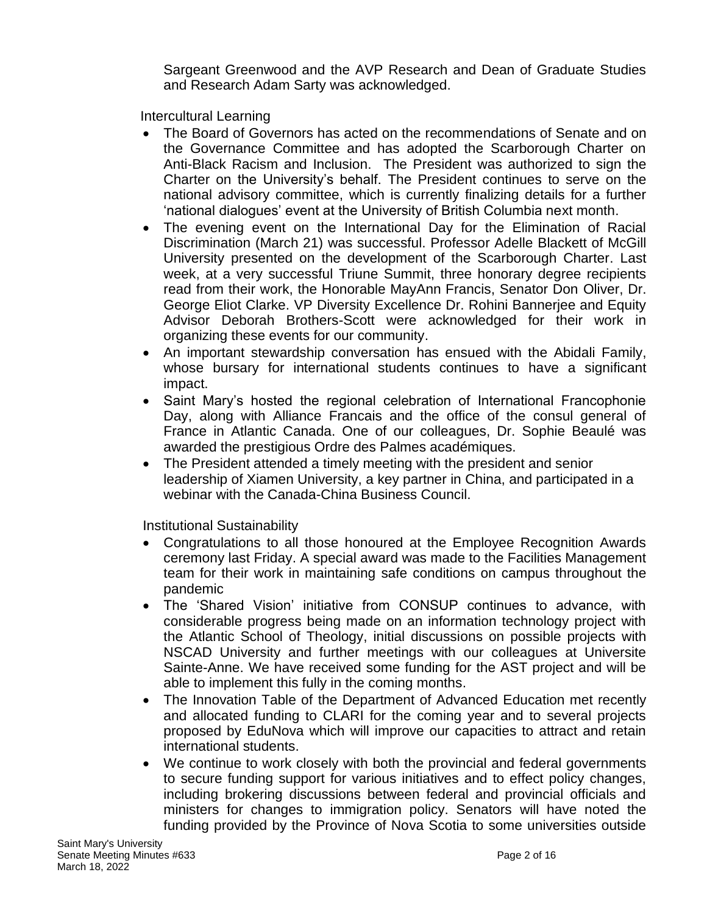Sargeant Greenwood and the AVP Research and Dean of Graduate Studies and Research Adam Sarty was acknowledged.

Intercultural Learning

- The Board of Governors has acted on the recommendations of Senate and on the Governance Committee and has adopted the Scarborough Charter on Anti-Black Racism and Inclusion. The President was authorized to sign the Charter on the University's behalf. The President continues to serve on the national advisory committee, which is currently finalizing details for a further 'national dialogues' event at the University of British Columbia next month.
- The evening event on the International Day for the Elimination of Racial Discrimination (March 21) was successful. Professor Adelle Blackett of McGill University presented on the development of the Scarborough Charter. Last week, at a very successful Triune Summit, three honorary degree recipients read from their work, the Honorable MayAnn Francis, Senator Don Oliver, Dr. George Eliot Clarke. VP Diversity Excellence Dr. Rohini Bannerjee and Equity Advisor Deborah Brothers-Scott were acknowledged for their work in organizing these events for our community.
- An important stewardship conversation has ensued with the Abidali Family, whose bursary for international students continues to have a significant impact.
- Saint Mary's hosted the regional celebration of International Francophonie Day, along with Alliance Francais and the office of the consul general of France in Atlantic Canada. One of our colleagues, Dr. Sophie Beaulé was awarded the prestigious Ordre des Palmes académiques.
- The President attended a timely meeting with the president and senior leadership of Xiamen University, a key partner in China, and participated in a webinar with the Canada-China Business Council.

Institutional Sustainability

- Congratulations to all those honoured at the Employee Recognition Awards ceremony last Friday. A special award was made to the Facilities Management team for their work in maintaining safe conditions on campus throughout the pandemic
- The 'Shared Vision' initiative from CONSUP continues to advance, with considerable progress being made on an information technology project with the Atlantic School of Theology, initial discussions on possible projects with NSCAD University and further meetings with our colleagues at Universite Sainte-Anne. We have received some funding for the AST project and will be able to implement this fully in the coming months.
- The Innovation Table of the Department of Advanced Education met recently and allocated funding to CLARI for the coming year and to several projects proposed by EduNova which will improve our capacities to attract and retain international students.
- We continue to work closely with both the provincial and federal governments to secure funding support for various initiatives and to effect policy changes, including brokering discussions between federal and provincial officials and ministers for changes to immigration policy. Senators will have noted the funding provided by the Province of Nova Scotia to some universities outside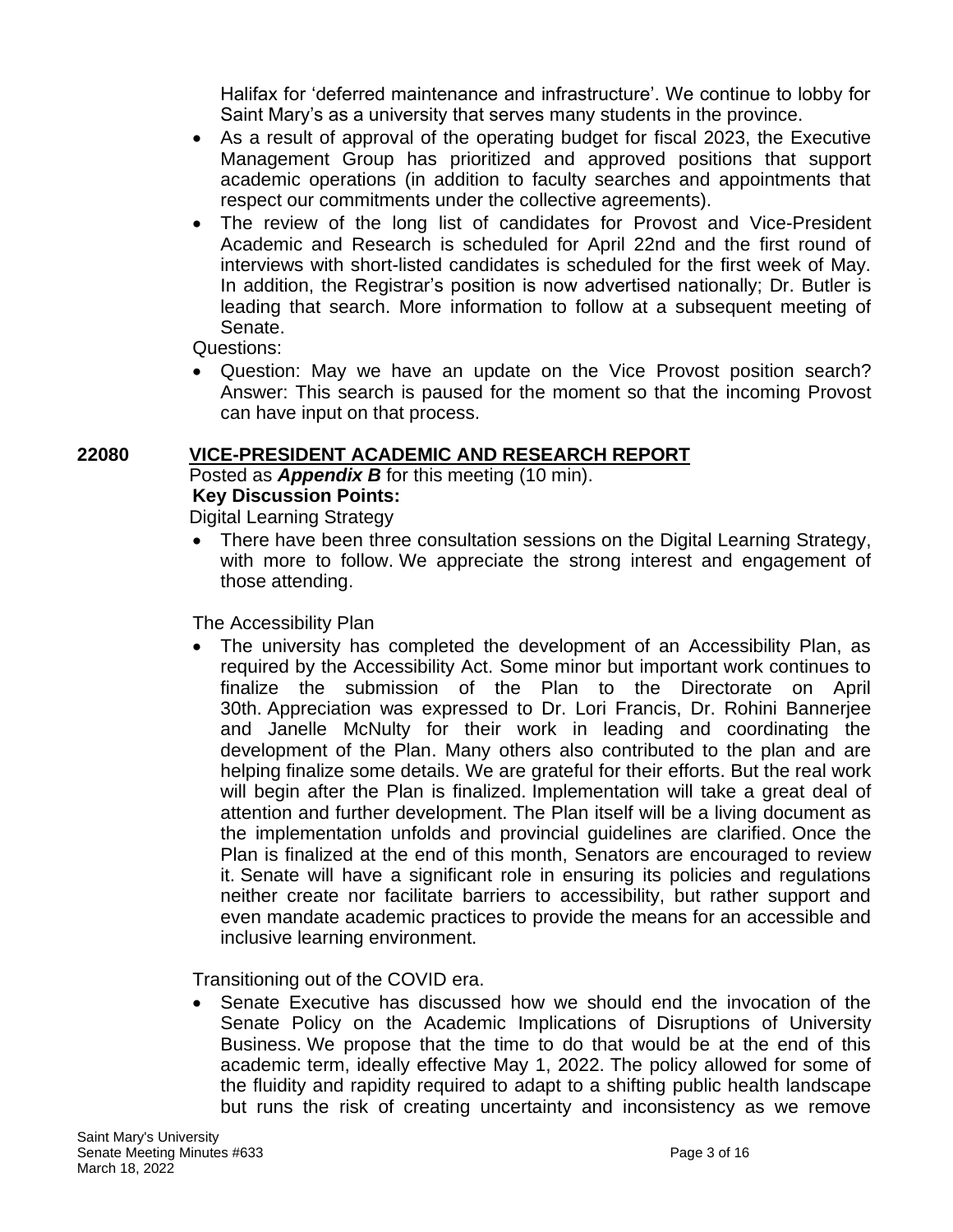Halifax for 'deferred maintenance and infrastructure'. We continue to lobby for Saint Mary's as a university that serves many students in the province.

- As a result of approval of the operating budget for fiscal 2023, the Executive Management Group has prioritized and approved positions that support academic operations (in addition to faculty searches and appointments that respect our commitments under the collective agreements).
- The review of the long list of candidates for Provost and Vice-President Academic and Research is scheduled for April 22nd and the first round of interviews with short-listed candidates is scheduled for the first week of May. In addition, the Registrar's position is now advertised nationally; Dr. Butler is leading that search. More information to follow at a subsequent meeting of Senate.

Questions:

- Question: May we have an update on the Vice Provost position search? Answer: This search is paused for the moment so that the incoming Provost can have input on that process.

## 22080 VICE-PRESIDENT ACADEMIC AND RESEARCH REPORT

Posted as ***Appendix B*** for this meeting (10 min).

**Key Discussion Points:**

Digital Learning Strategy

- There have been three consultation sessions on the Digital Learning Strategy, with more to follow. We appreciate the strong interest and engagement of those attending.

The Accessibility Plan

- The university has completed the development of an Accessibility Plan, as required by the Accessibility Act. Some minor but important work continues to finalize the submission of the Plan to the Directorate on April 30th. Appreciation was expressed to Dr. Lori Francis, Dr. Rohini Bannerjee and Janelle McNulty for their work in leading and coordinating the development of the Plan. Many others also contributed to the plan and are helping finalize some details. We are grateful for their efforts. But the real work will begin after the Plan is finalized. Implementation will take a great deal of attention and further development. The Plan itself will be a living document as the implementation unfolds and provincial guidelines are clarified. Once the Plan is finalized at the end of this month, Senators are encouraged to review it. Senate will have a significant role in ensuring its policies and regulations neither create nor facilitate barriers to accessibility, but rather support and even mandate academic practices to provide the means for an accessible and inclusive learning environment.

Transitioning out of the COVID era.

- Senate Executive has discussed how we should end the invocation of the Senate Policy on the Academic Implications of Disruptions of University Business. We propose that the time to do that would be at the end of this academic term, ideally effective May 1, 2022. The policy allowed for some of the fluidity and rapidity required to adapt to a shifting public health landscape but runs the risk of creating uncertainty and inconsistency as we remove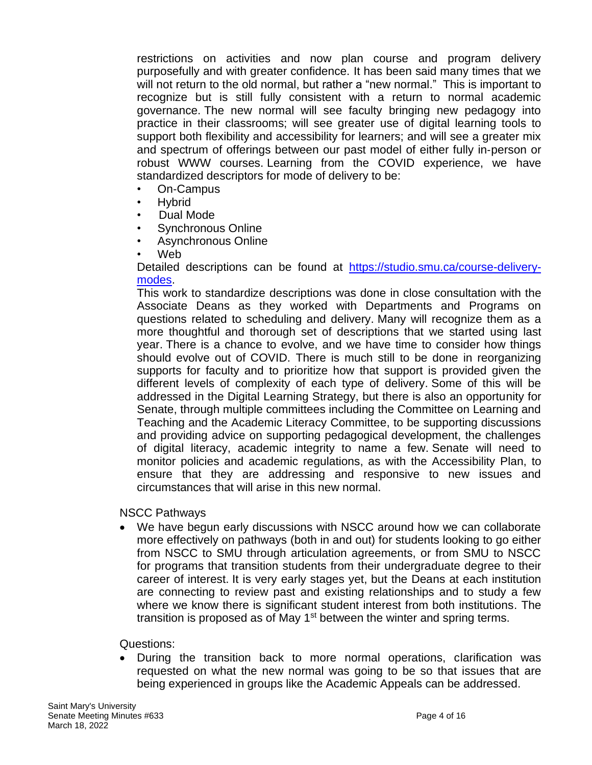restrictions on activities and now plan course and program delivery purposefully and with greater confidence. It has been said many times that we will not return to the old normal, but rather a "new normal." This is important to recognize but is still fully consistent with a return to normal academic governance. The new normal will see faculty bringing new pedagogy into practice in their classrooms; will see greater use of digital learning tools to support both flexibility and accessibility for learners; and will see a greater mix and spectrum of offerings between our past model of either fully in-person or robust WWW courses. Learning from the COVID experience, we have standardized descriptors for mode of delivery to be:

- On-Campus
- Hybrid
- Dual Mode
- Synchronous Online
- Asynchronous Online
- Web

Detailed descriptions can be found at [https://studio.smu.ca/course-delivery-modes](https://studio.smu.ca/course-delivery-modes).

This work to standardize descriptions was done in close consultation with the Associate Deans as they worked with Departments and Programs on questions related to scheduling and delivery. Many will recognize them as a more thoughtful and thorough set of descriptions that we started using last year. There is a chance to evolve, and we have time to consider how things should evolve out of COVID. There is much still to be done in reorganizing supports for faculty and to prioritize how that support is provided given the different levels of complexity of each type of delivery. Some of this will be addressed in the Digital Learning Strategy, but there is also an opportunity for Senate, through multiple committees including the Committee on Learning and Teaching and the Academic Literacy Committee, to be supporting discussions and providing advice on supporting pedagogical development, the challenges of digital literacy, academic integrity to name a few. Senate will need to monitor policies and academic regulations, as with the Accessibility Plan, to ensure that they are addressing and responsive to new issues and circumstances that will arise in this new normal.

NSCC Pathways

- We have begun early discussions with NSCC around how we can collaborate more effectively on pathways (both in and out) for students looking to go either from NSCC to SMU through articulation agreements, or from SMU to NSCC for programs that transition students from their undergraduate degree to their career of interest. It is very early stages yet, but the Deans at each institution are connecting to review past and existing relationships and to study a few where we know there is significant student interest from both institutions. The transition is proposed as of May 1st between the winter and spring terms.

Questions:

- During the transition back to more normal operations, clarification was requested on what the new normal was going to be so that issues that are being experienced in groups like the Academic Appeals can be addressed.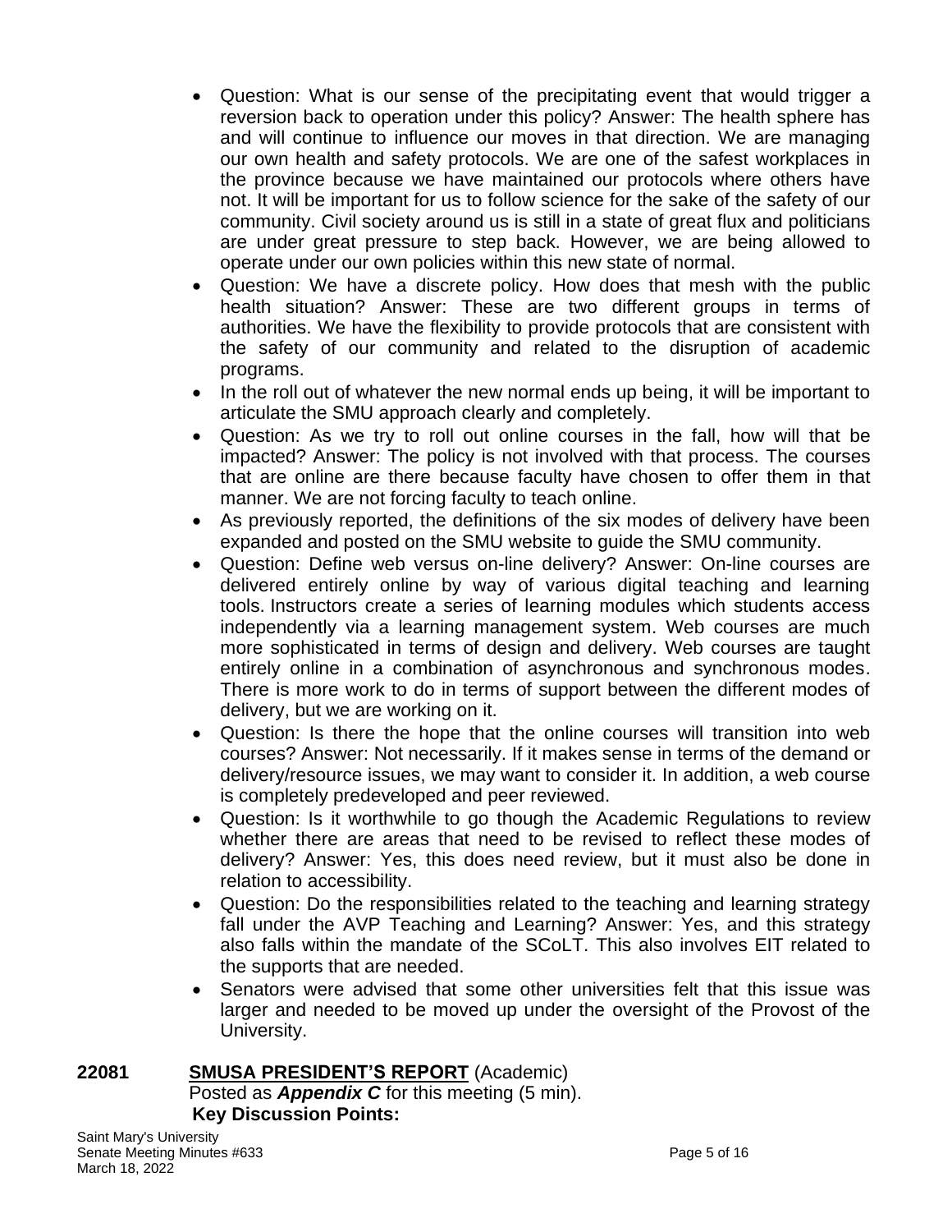- Question: What is our sense of the precipitating event that would trigger a reversion back to operation under this policy? Answer: The health sphere has and will continue to influence our moves in that direction. We are managing our own health and safety protocols. We are one of the safest workplaces in the province because we have maintained our protocols where others have not. It will be important for us to follow science for the sake of the safety of our community. Civil society around us is still in a state of great flux and politicians are under great pressure to step back. However, we are being allowed to operate under our own policies within this new state of normal.
- Question: We have a discrete policy. How does that mesh with the public health situation? Answer: These are two different groups in terms of authorities. We have the flexibility to provide protocols that are consistent with the safety of our community and related to the disruption of academic programs.
- In the roll out of whatever the new normal ends up being, it will be important to articulate the SMU approach clearly and completely.
- Question: As we try to roll out online courses in the fall, how will that be impacted? Answer: The policy is not involved with that process. The courses that are online are there because faculty have chosen to offer them in that manner. We are not forcing faculty to teach online.
- As previously reported, the definitions of the six modes of delivery have been expanded and posted on the SMU website to guide the SMU community.
- Question: Define web versus on-line delivery? Answer: On-line courses are delivered entirely online by way of various digital teaching and learning tools. Instructors create a series of learning modules which students access independently via a learning management system. Web courses are much more sophisticated in terms of design and delivery. Web courses are taught entirely online in a combination of asynchronous and synchronous modes. There is more work to do in terms of support between the different modes of delivery, but we are working on it.
- Question: Is there the hope that the online courses will transition into web courses? Answer: Not necessarily. If it makes sense in terms of the demand or delivery/resource issues, we may want to consider it. In addition, a web course is completely predeveloped and peer reviewed.
- Question: Is it worthwhile to go though the Academic Regulations to review whether there are areas that need to be revised to reflect these modes of delivery? Answer: Yes, this does need review, but it must also be done in relation to accessibility.
- Question: Do the responsibilities related to the teaching and learning strategy fall under the AVP Teaching and Learning? Answer: Yes, and this strategy also falls within the mandate of the SCoLT. This also involves EIT related to the supports that are needed.
- Senators were advised that some other universities felt that this issue was larger and needed to be moved up under the oversight of the Provost of the University.

**22081** **SMUSA PRESIDENT'S REPORT** (Academic)
Posted as ***Appendix C*** for this meeting (5 min).
**Key Discussion Points:**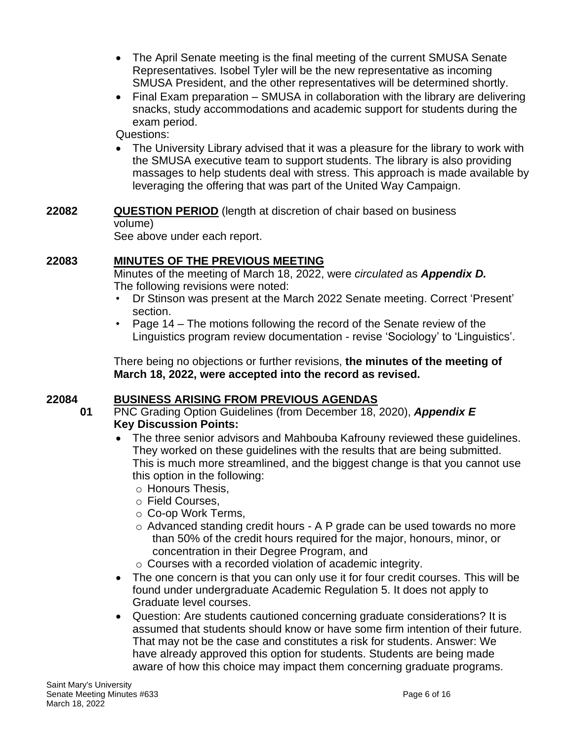- The April Senate meeting is the final meeting of the current SMUSA Senate Representatives. Isobel Tyler will be the new representative as incoming SMUSA President, and the other representatives will be determined shortly.
- Final Exam preparation – SMUSA in collaboration with the library are delivering snacks, study accommodations and academic support for students during the exam period.

Questions:

- The University Library advised that it was a pleasure for the library to work with the SMUSA executive team to support students. The library is also providing massages to help students deal with stress. This approach is made available by leveraging the offering that was part of the United Way Campaign.

**22082 QUESTION PERIOD** (length at discretion of chair based on business volume)

See above under each report.

**22083 MINUTES OF THE PREVIOUS MEETING**

Minutes of the meeting of March 18, 2022, were *circulated* as ***Appendix D.***
The following revisions were noted:

- Dr Stinson was present at the March 2022 Senate meeting. Correct 'Present' section.
- Page 14 – The motions following the record of the Senate review of the Linguistics program review documentation - revise 'Sociology' to 'Linguistics'.

There being no objections or further revisions, **the minutes of the meeting of March 18, 2022, were accepted into the record as revised.**

**22084 BUSINESS ARISING FROM PREVIOUS AGENDAS**

**01** PNC Grading Option Guidelines (from December 18, 2020), ***Appendix E***

**Key Discussion Points:**

- The three senior advisors and Mahbouba Kafrouny reviewed these guidelines. They worked on these guidelines with the results that are being submitted. This is much more streamlined, and the biggest change is that you cannot use this option in the following:
  - Honours Thesis,
  - Field Courses,
  - Co-op Work Terms,
  - Advanced standing credit hours - A P grade can be used towards no more than 50% of the credit hours required for the major, honours, minor, or concentration in their Degree Program, and
  - Courses with a recorded violation of academic integrity.
- The one concern is that you can only use it for four credit courses. This will be found under undergraduate Academic Regulation 5. It does not apply to Graduate level courses.
- Question: Are students cautioned concerning graduate considerations? It is assumed that students should know or have some firm intention of their future. That may not be the case and constitutes a risk for students. Answer: We have already approved this option for students. Students are being made aware of how this choice may impact them concerning graduate programs.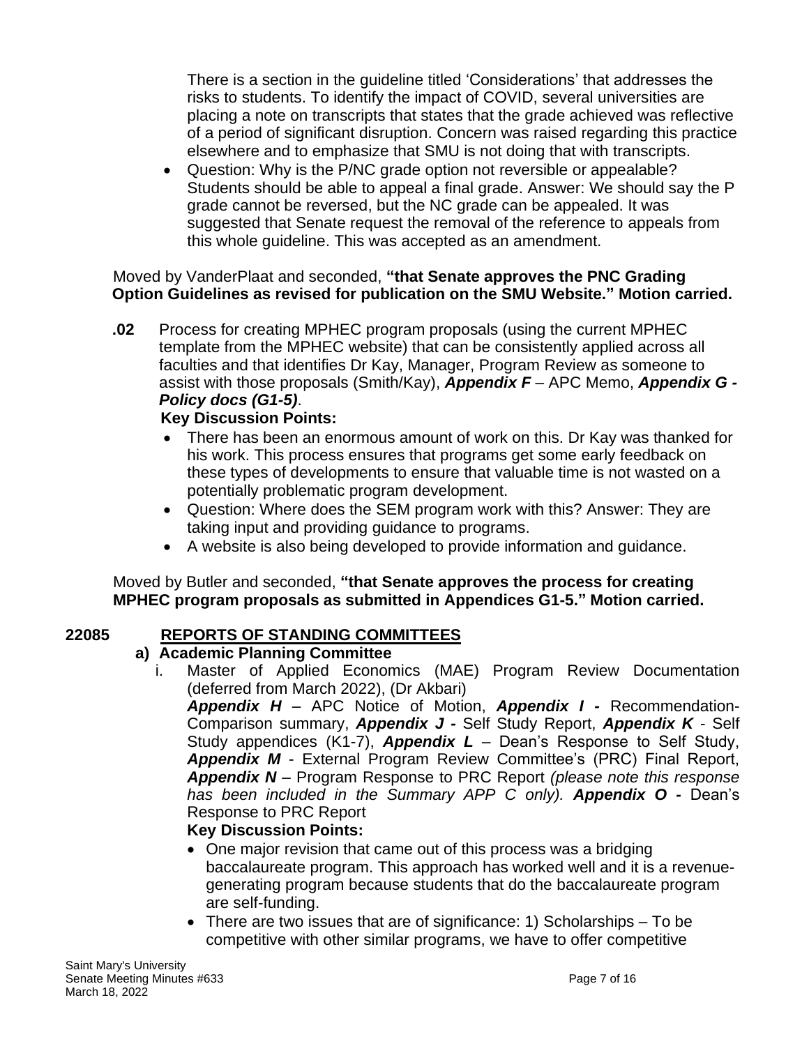There is a section in the guideline titled 'Considerations' that addresses the risks to students. To identify the impact of COVID, several universities are placing a note on transcripts that states that the grade achieved was reflective of a period of significant disruption. Concern was raised regarding this practice elsewhere and to emphasize that SMU is not doing that with transcripts.

- Question: Why is the P/NC grade option not reversible or appealable? Students should be able to appeal a final grade. Answer: We should say the P grade cannot be reversed, but the NC grade can be appealed. It was suggested that Senate request the removal of the reference to appeals from this whole guideline. This was accepted as an amendment.

Moved by VanderPlaat and seconded, **"that Senate approves the PNC Grading Option Guidelines as revised for publication on the SMU Website." Motion carried.**

**.02** Process for creating MPHEC program proposals (using the current MPHEC template from the MPHEC website) that can be consistently applied across all faculties and that identifies Dr Kay, Manager, Program Review as someone to assist with those proposals (Smith/Kay), ***Appendix F*** – APC Memo, ***Appendix G - Policy docs (G1-5)***.

**Key Discussion Points:**

- There has been an enormous amount of work on this. Dr Kay was thanked for his work. This process ensures that programs get some early feedback on these types of developments to ensure that valuable time is not wasted on a potentially problematic program development.
- Question: Where does the SEM program work with this? Answer: They are taking input and providing guidance to programs.
- A website is also being developed to provide information and guidance.

Moved by Butler and seconded, **"that Senate approves the process for creating MPHEC program proposals as submitted in Appendices G1-5." Motion carried.**

## 22085 REPORTS OF STANDING COMMITTEES

**a) Academic Planning Committee**

i. Master of Applied Economics (MAE) Program Review Documentation (deferred from March 2022), (Dr Akbari)

***Appendix H*** – APC Notice of Motion, ***Appendix I -*** Recommendation-Comparison summary, ***Appendix J -*** Self Study Report, ***Appendix K*** - Self Study appendices (K1-7), ***Appendix L*** – Dean's Response to Self Study, ***Appendix M*** - External Program Review Committee's (PRC) Final Report, ***Appendix N*** – Program Response to PRC Report *(please note this response has been included in the Summary APP C only).* ***Appendix O -*** Dean's Response to PRC Report

**Key Discussion Points:**

- One major revision that came out of this process was a bridging baccalaureate program. This approach has worked well and it is a revenue-generating program because students that do the baccalaureate program are self-funding.
- There are two issues that are of significance: 1) Scholarships – To be competitive with other similar programs, we have to offer competitive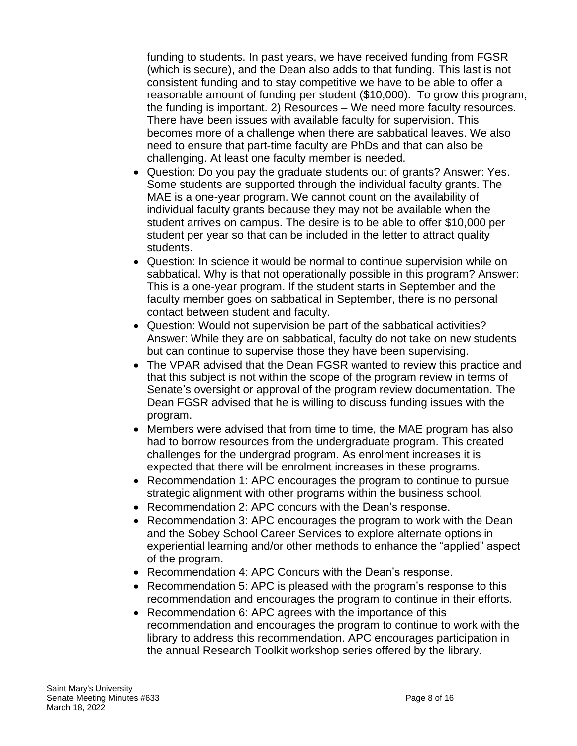funding to students. In past years, we have received funding from FGSR (which is secure), and the Dean also adds to that funding. This last is not consistent funding and to stay competitive we have to be able to offer a reasonable amount of funding per student ($10,000). To grow this program, the funding is important. 2) Resources – We need more faculty resources. There have been issues with available faculty for supervision. This becomes more of a challenge when there are sabbatical leaves. We also need to ensure that part-time faculty are PhDs and that can also be challenging. At least one faculty member is needed.

- Question: Do you pay the graduate students out of grants? Answer: Yes. Some students are supported through the individual faculty grants. The MAE is a one-year program. We cannot count on the availability of individual faculty grants because they may not be available when the student arrives on campus. The desire is to be able to offer $10,000 per student per year so that can be included in the letter to attract quality students.
- Question: In science it would be normal to continue supervision while on sabbatical. Why is that not operationally possible in this program? Answer: This is a one-year program. If the student starts in September and the faculty member goes on sabbatical in September, there is no personal contact between student and faculty.
- Question: Would not supervision be part of the sabbatical activities? Answer: While they are on sabbatical, faculty do not take on new students but can continue to supervise those they have been supervising.
- The VPAR advised that the Dean FGSR wanted to review this practice and that this subject is not within the scope of the program review in terms of Senate's oversight or approval of the program review documentation. The Dean FGSR advised that he is willing to discuss funding issues with the program.
- Members were advised that from time to time, the MAE program has also had to borrow resources from the undergraduate program. This created challenges for the undergrad program. As enrolment increases it is expected that there will be enrolment increases in these programs.
- Recommendation 1: APC encourages the program to continue to pursue strategic alignment with other programs within the business school.
- Recommendation 2: APC concurs with the Dean's response.
- Recommendation 3: APC encourages the program to work with the Dean and the Sobey School Career Services to explore alternate options in experiential learning and/or other methods to enhance the "applied" aspect of the program.
- Recommendation 4: APC Concurs with the Dean's response.
- Recommendation 5: APC is pleased with the program's response to this recommendation and encourages the program to continue in their efforts.
- Recommendation 6: APC agrees with the importance of this recommendation and encourages the program to continue to work with the library to address this recommendation. APC encourages participation in the annual Research Toolkit workshop series offered by the library.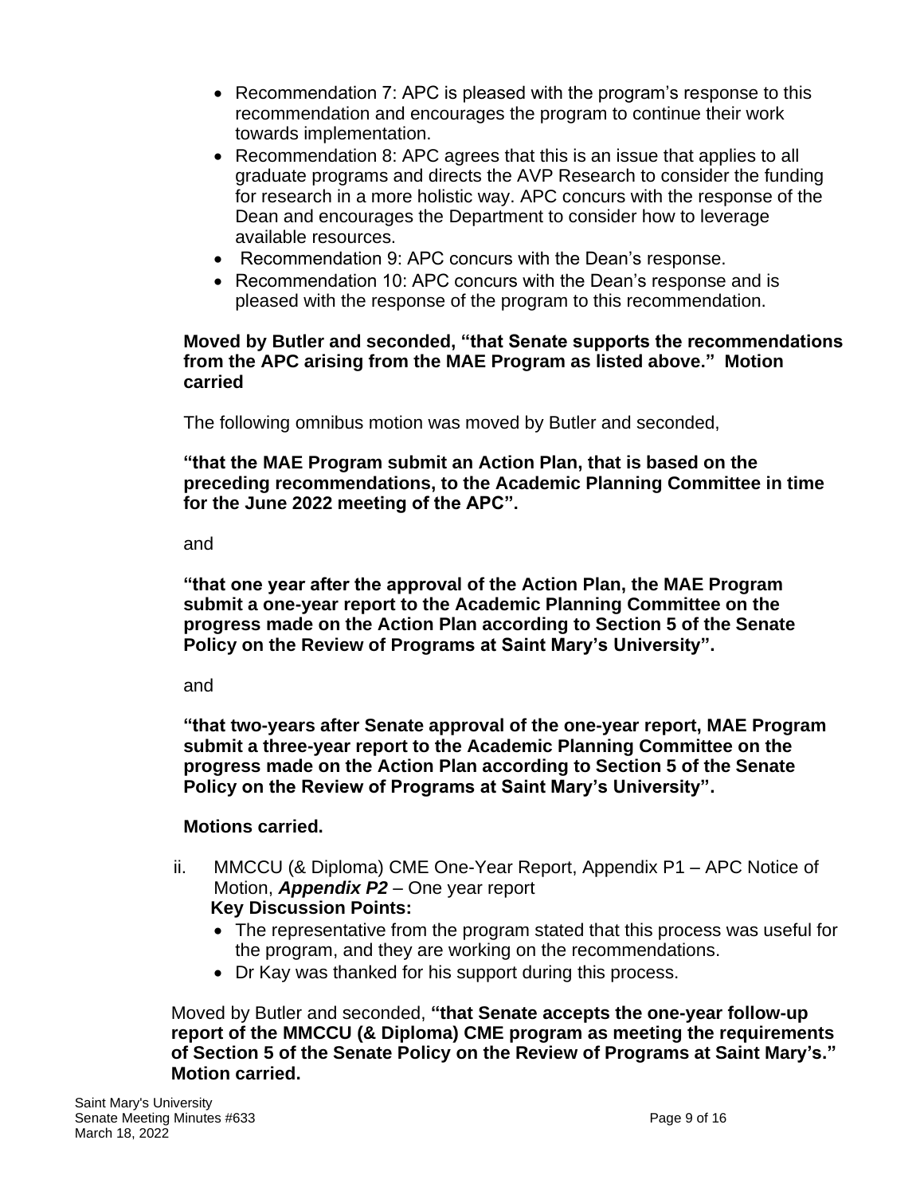- Recommendation 7: APC is pleased with the program's response to this recommendation and encourages the program to continue their work towards implementation.
- Recommendation 8: APC agrees that this is an issue that applies to all graduate programs and directs the AVP Research to consider the funding for research in a more holistic way. APC concurs with the response of the Dean and encourages the Department to consider how to leverage available resources.
- Recommendation 9: APC concurs with the Dean's response.
- Recommendation 10: APC concurs with the Dean's response and is pleased with the response of the program to this recommendation.

**Moved by Butler and seconded, "that Senate supports the recommendations from the APC arising from the MAE Program as listed above." Motion carried**

The following omnibus motion was moved by Butler and seconded,

**"that the MAE Program submit an Action Plan, that is based on the preceding recommendations, to the Academic Planning Committee in time for the June 2022 meeting of the APC".**

and

**"that one year after the approval of the Action Plan, the MAE Program submit a one-year report to the Academic Planning Committee on the progress made on the Action Plan according to Section 5 of the Senate Policy on the Review of Programs at Saint Mary's University".**

and

**"that two-years after Senate approval of the one-year report, MAE Program submit a three-year report to the Academic Planning Committee on the progress made on the Action Plan according to Section 5 of the Senate Policy on the Review of Programs at Saint Mary's University".**

**Motions carried.**

ii. MMCCU (& Diploma) CME One-Year Report, Appendix P1 – APC Notice of Motion, ***Appendix P2*** – One year report

**Key Discussion Points:**

- The representative from the program stated that this process was useful for the program, and they are working on the recommendations.
- Dr Kay was thanked for his support during this process.

Moved by Butler and seconded, **"that Senate accepts the one-year follow-up report of the MMCCU (& Diploma) CME program as meeting the requirements of Section 5 of the Senate Policy on the Review of Programs at Saint Mary's." Motion carried.**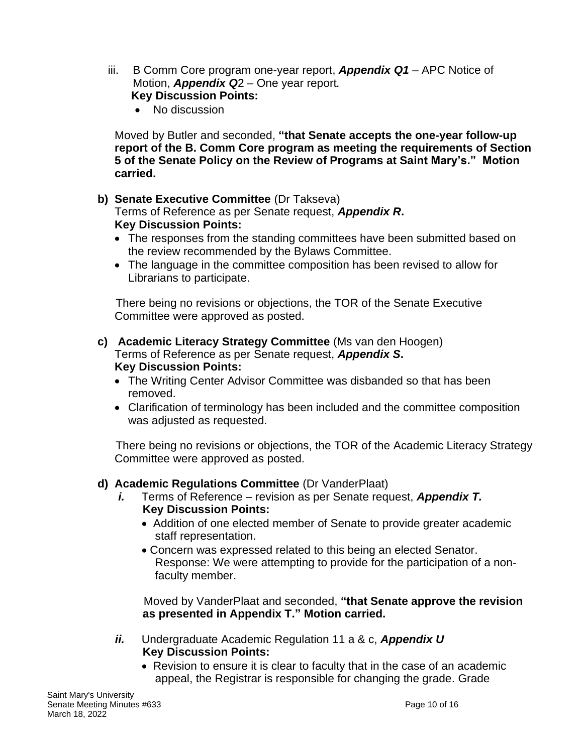iii. B Comm Core program one-year report, ***Appendix Q1*** – APC Notice of Motion, ***Appendix Q***2 – One year report.
   **Key Discussion Points:**
   - No discussion

   Moved by Butler and seconded, **"that Senate accepts the one-year follow-up report of the B. Comm Core program as meeting the requirements of Section 5 of the Senate Policy on the Review of Programs at Saint Mary's." Motion carried.**

**b) Senate Executive Committee** (Dr Takseva)
Terms of Reference as per Senate request, ***Appendix R*.**
**Key Discussion Points:**
- The responses from the standing committees have been submitted based on the review recommended by the Bylaws Committee.
- The language in the committee composition has been revised to allow for Librarians to participate.

There being no revisions or objections, the TOR of the Senate Executive Committee were approved as posted.

**c) Academic Literacy Strategy Committee** (Ms van den Hoogen)
Terms of Reference as per Senate request, ***Appendix S*.**
**Key Discussion Points:**
- The Writing Center Advisor Committee was disbanded so that has been removed.
- Clarification of terminology has been included and the committee composition was adjusted as requested.

There being no revisions or objections, the TOR of the Academic Literacy Strategy Committee were approved as posted.

**d) Academic Regulations Committee** (Dr VanderPlaat)

***i.*** Terms of Reference – revision as per Senate request, ***Appendix T.***
**Key Discussion Points:**
- Addition of one elected member of Senate to provide greater academic staff representation.
- Concern was expressed related to this being an elected Senator. Response: We were attempting to provide for the participation of a non-faculty member.

Moved by VanderPlaat and seconded, **"that Senate approve the revision as presented in Appendix T." Motion carried.**

***ii.*** Undergraduate Academic Regulation 11 a & c, ***Appendix U***
**Key Discussion Points:**
- Revision to ensure it is clear to faculty that in the case of an academic appeal, the Registrar is responsible for changing the grade. Grade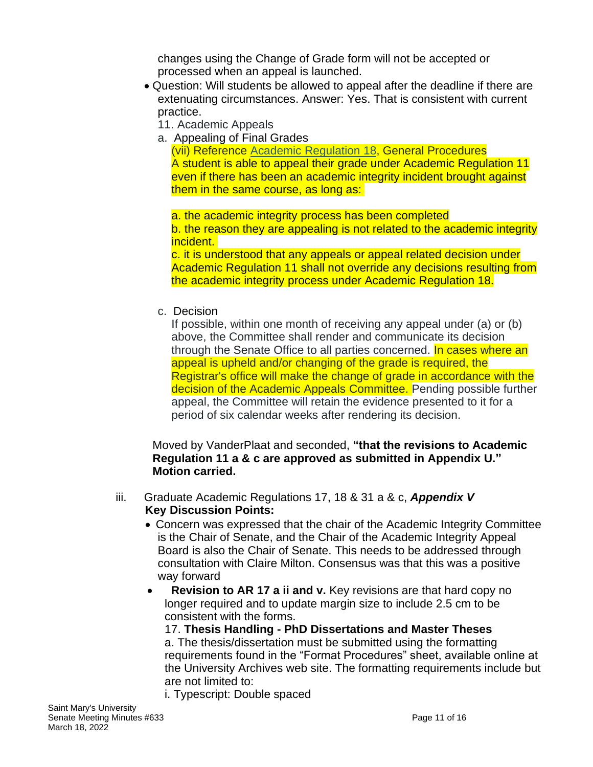changes using the Change of Grade form will not be accepted or processed when an appeal is launched.

- Question: Will students be allowed to appeal after the deadline if there are extenuating circumstances. Answer: Yes. That is consistent with current practice.

  11. Academic Appeals

  a. Appealing of Final Grades

  (vii) Reference Academic Regulation 18, General Procedures
  A student is able to appeal their grade under Academic Regulation 11 even if there has been an academic integrity incident brought against them in the same course, as long as:

  a. the academic integrity process has been completed
  b. the reason they are appealing is not related to the academic integrity incident.
  c. it is understood that any appeals or appeal related decision under Academic Regulation 11 shall not override any decisions resulting from the academic integrity process under Academic Regulation 18.

  c. Decision

  If possible, within one month of receiving any appeal under (a) or (b) above, the Committee shall render and communicate its decision through the Senate Office to all parties concerned. In cases where an appeal is upheld and/or changing of the grade is required, the Registrar's office will make the change of grade in accordance with the decision of the Academic Appeals Committee. Pending possible further appeal, the Committee will retain the evidence presented to it for a period of six calendar weeks after rendering its decision.

Moved by VanderPlaat and seconded, **"that the revisions to Academic Regulation 11 a & c are approved as submitted in Appendix U." Motion carried.**

iii. Graduate Academic Regulations 17, 18 & 31 a & c, ***Appendix V***

**Key Discussion Points:**

- Concern was expressed that the chair of the Academic Integrity Committee is the Chair of Senate, and the Chair of the Academic Integrity Appeal Board is also the Chair of Senate. This needs to be addressed through consultation with Claire Milton. Consensus was that this was a positive way forward
- **Revision to AR 17 a ii and v.** Key revisions are that hard copy no longer required and to update margin size to include 2.5 cm to be consistent with the forms.

  17. **Thesis Handling - PhD Dissertations and Master Theses**

  a. The thesis/dissertation must be submitted using the formatting requirements found in the "Format Procedures" sheet, available online at the University Archives web site. The formatting requirements include but are not limited to:

  i. Typescript: Double spaced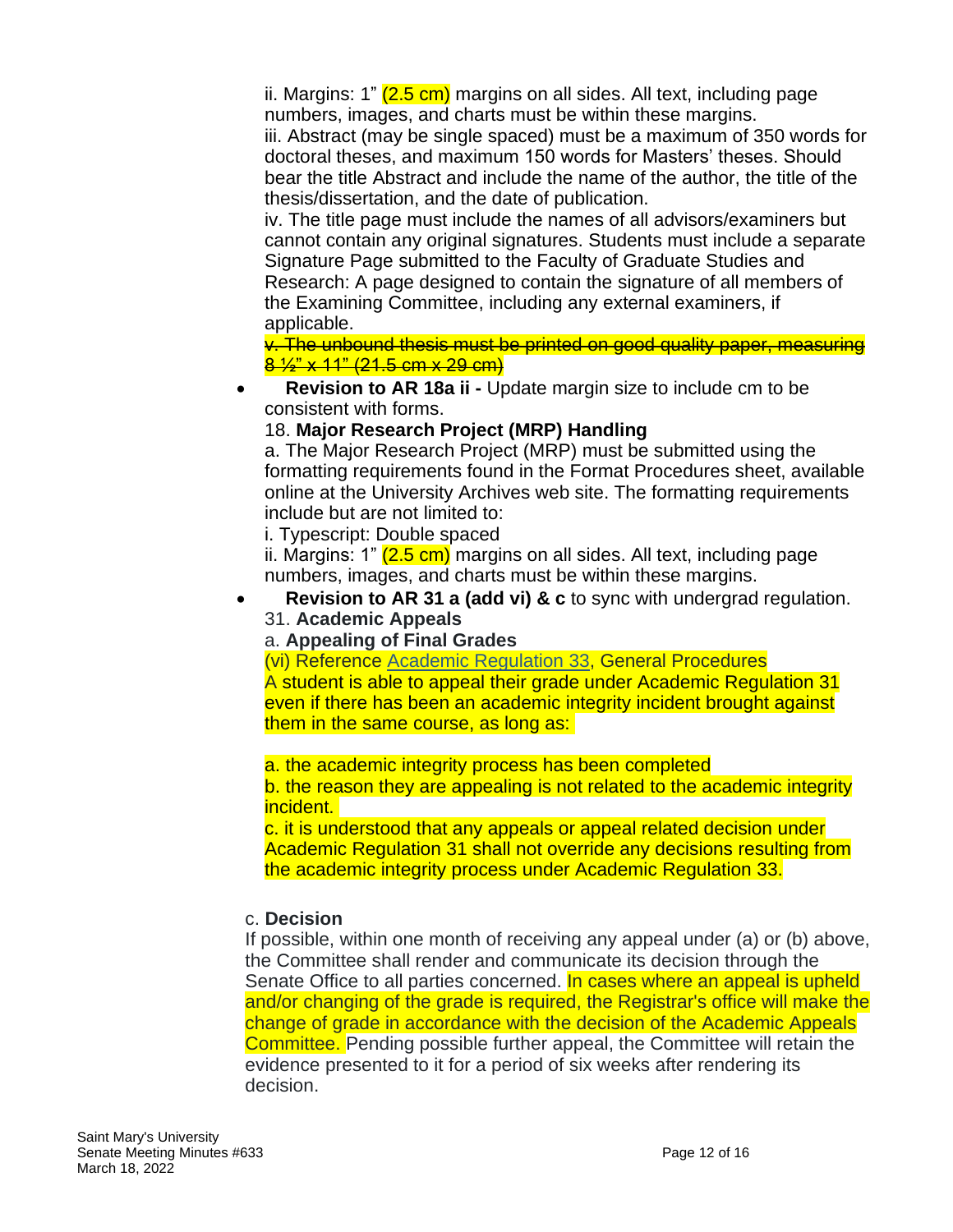ii. Margins: 1" (2.5 cm) margins on all sides. All text, including page numbers, images, and charts must be within these margins.
iii. Abstract (may be single spaced) must be a maximum of 350 words for doctoral theses, and maximum 150 words for Masters' theses. Should bear the title Abstract and include the name of the author, the title of the thesis/dissertation, and the date of publication.
iv. The title page must include the names of all advisors/examiners but cannot contain any original signatures. Students must include a separate Signature Page submitted to the Faculty of Graduate Studies and Research: A page designed to contain the signature of all members of the Examining Committee, including any external examiners, if applicable.
~~v. The unbound thesis must be printed on good quality paper, measuring 8 ½" x 11" (21.5 cm x 29 cm)~~

- **Revision to AR 18a ii -** Update margin size to include cm to be consistent with forms.

  18. **Major Research Project (MRP) Handling**
  a. The Major Research Project (MRP) must be submitted using the formatting requirements found in the Format Procedures sheet, available online at the University Archives web site. The formatting requirements include but are not limited to:
  i. Typescript: Double spaced
  ii. Margins: 1" (2.5 cm) margins on all sides. All text, including page numbers, images, and charts must be within these margins.

- **Revision to AR 31 a (add vi) & c** to sync with undergrad regulation.

  31. **Academic Appeals**
  a. **Appealing of Final Grades**
  (vi) Reference Academic Regulation 33, General Procedures
  A student is able to appeal their grade under Academic Regulation 31 even if there has been an academic integrity incident brought against them in the same course, as long as:

  a. the academic integrity process has been completed
  b. the reason they are appealing is not related to the academic integrity incident.
  c. it is understood that any appeals or appeal related decision under Academic Regulation 31 shall not override any decisions resulting from the academic integrity process under Academic Regulation 33.

c. **Decision**
If possible, within one month of receiving any appeal under (a) or (b) above, the Committee shall render and communicate its decision through the Senate Office to all parties concerned. In cases where an appeal is upheld and/or changing of the grade is required, the Registrar's office will make the change of grade in accordance with the decision of the Academic Appeals Committee. Pending possible further appeal, the Committee will retain the evidence presented to it for a period of six weeks after rendering its decision.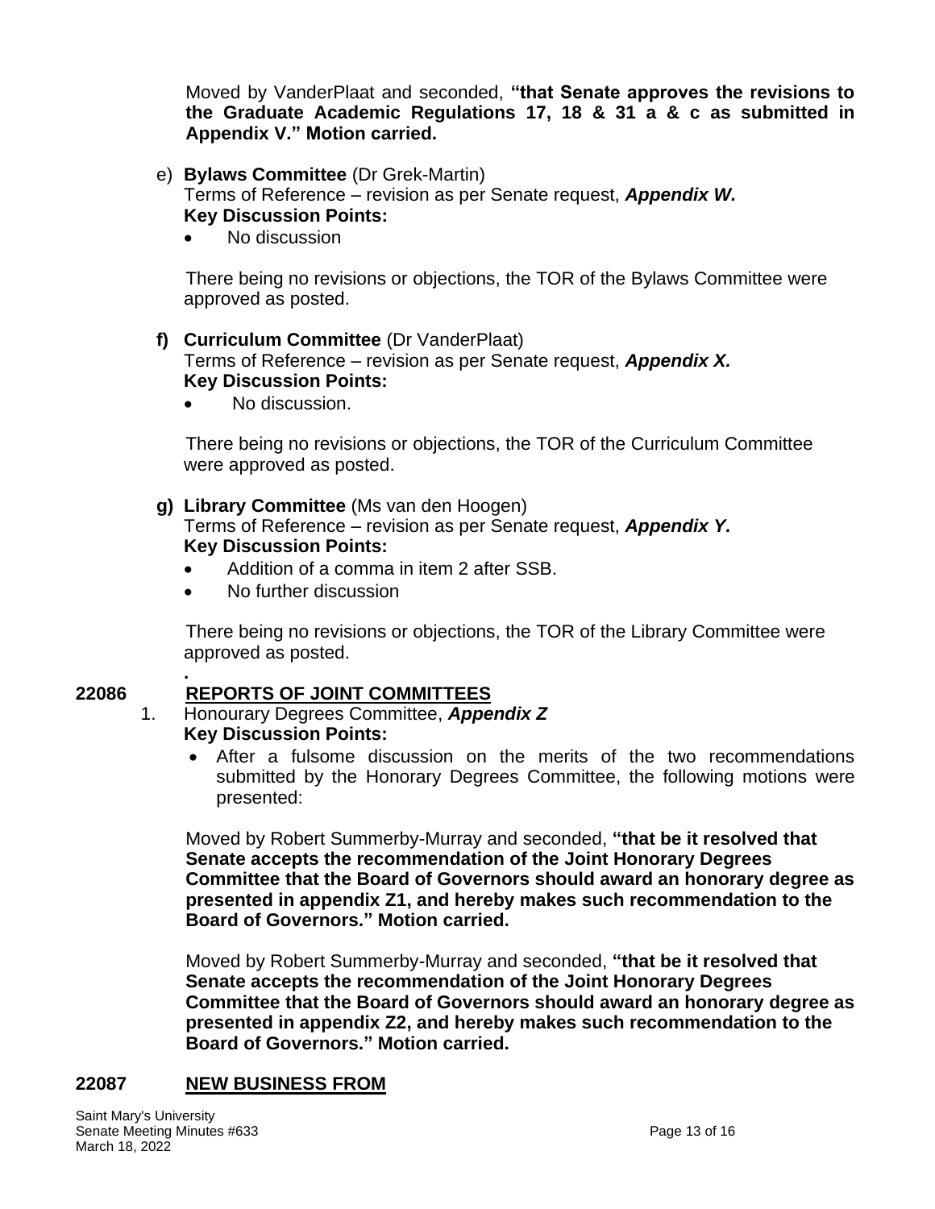Moved by VanderPlaat and seconded, **"that Senate approves the revisions to the Graduate Academic Regulations 17, 18 & 31 a & c as submitted in Appendix V." Motion carried.**

e) **Bylaws Committee** (Dr Grek-Martin)
Terms of Reference – revision as per Senate request, ***Appendix W.***
**Key Discussion Points:**

- No discussion

There being no revisions or objections, the TOR of the Bylaws Committee were approved as posted.

**f) Curriculum Committee** (Dr VanderPlaat)
Terms of Reference – revision as per Senate request, ***Appendix X.***
**Key Discussion Points:**

- No discussion.

There being no revisions or objections, the TOR of the Curriculum Committee were approved as posted.

**g) Library Committee** (Ms van den Hoogen)
Terms of Reference – revision as per Senate request, ***Appendix Y.***
**Key Discussion Points:**

- Addition of a comma in item 2 after SSB.
- No further discussion

There being no revisions or objections, the TOR of the Library Committee were approved as posted.

.

## 22086 REPORTS OF JOINT COMMITTEES

1. Honourary Degrees Committee, ***Appendix Z***
**Key Discussion Points:**

- After a fulsome discussion on the merits of the two recommendations submitted by the Honorary Degrees Committee, the following motions were presented:

Moved by Robert Summerby-Murray and seconded, **"that be it resolved that Senate accepts the recommendation of the Joint Honorary Degrees Committee that the Board of Governors should award an honorary degree as presented in appendix Z1, and hereby makes such recommendation to the Board of Governors." Motion carried.**

Moved by Robert Summerby-Murray and seconded, **"that be it resolved that Senate accepts the recommendation of the Joint Honorary Degrees Committee that the Board of Governors should award an honorary degree as presented in appendix Z2, and hereby makes such recommendation to the Board of Governors." Motion carried.**

## 22087 NEW BUSINESS FROM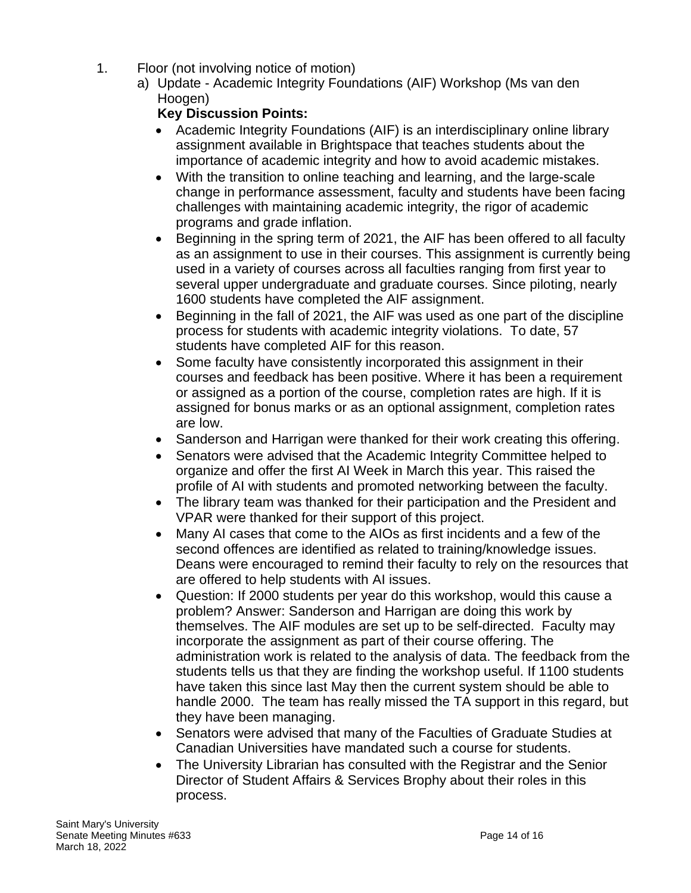1. Floor (not involving notice of motion)

   a) Update - Academic Integrity Foundations (AIF) Workshop (Ms van den Hoogen)

   **Key Discussion Points:**

   - Academic Integrity Foundations (AIF) is an interdisciplinary online library assignment available in Brightspace that teaches students about the importance of academic integrity and how to avoid academic mistakes.
   - With the transition to online teaching and learning, and the large-scale change in performance assessment, faculty and students have been facing challenges with maintaining academic integrity, the rigor of academic programs and grade inflation.
   - Beginning in the spring term of 2021, the AIF has been offered to all faculty as an assignment to use in their courses. This assignment is currently being used in a variety of courses across all faculties ranging from first year to several upper undergraduate and graduate courses. Since piloting, nearly 1600 students have completed the AIF assignment.
   - Beginning in the fall of 2021, the AIF was used as one part of the discipline process for students with academic integrity violations. To date, 57 students have completed AIF for this reason.
   - Some faculty have consistently incorporated this assignment in their courses and feedback has been positive. Where it has been a requirement or assigned as a portion of the course, completion rates are high. If it is assigned for bonus marks or as an optional assignment, completion rates are low.
   - Sanderson and Harrigan were thanked for their work creating this offering.
   - Senators were advised that the Academic Integrity Committee helped to organize and offer the first AI Week in March this year. This raised the profile of AI with students and promoted networking between the faculty.
   - The library team was thanked for their participation and the President and VPAR were thanked for their support of this project.
   - Many AI cases that come to the AIOs as first incidents and a few of the second offences are identified as related to training/knowledge issues. Deans were encouraged to remind their faculty to rely on the resources that are offered to help students with AI issues.
   - Question: If 2000 students per year do this workshop, would this cause a problem? Answer: Sanderson and Harrigan are doing this work by themselves. The AIF modules are set up to be self-directed. Faculty may incorporate the assignment as part of their course offering. The administration work is related to the analysis of data. The feedback from the students tells us that they are finding the workshop useful. If 1100 students have taken this since last May then the current system should be able to handle 2000. The team has really missed the TA support in this regard, but they have been managing.
   - Senators were advised that many of the Faculties of Graduate Studies at Canadian Universities have mandated such a course for students.
   - The University Librarian has consulted with the Registrar and the Senior Director of Student Affairs & Services Brophy about their roles in this process.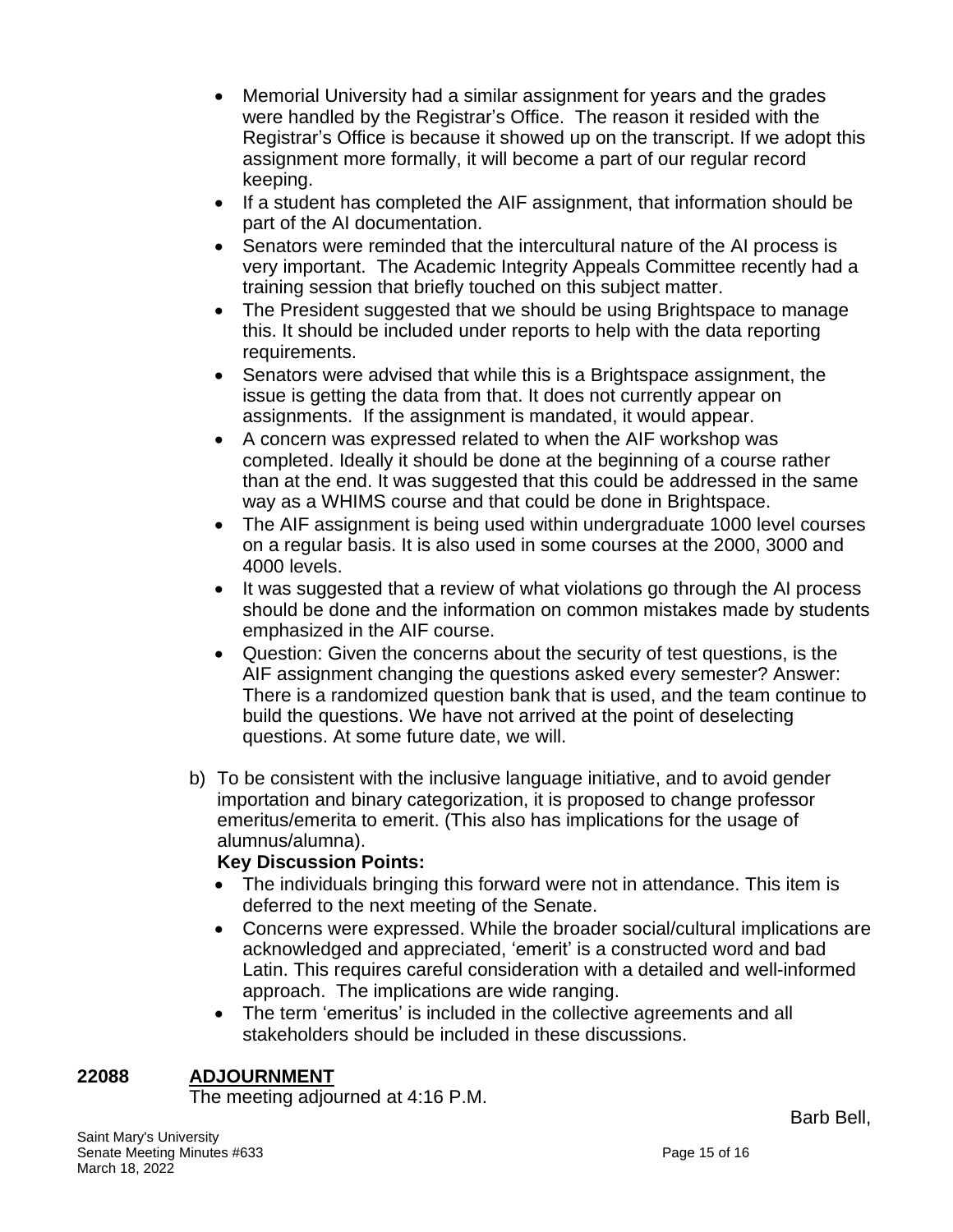- Memorial University had a similar assignment for years and the grades were handled by the Registrar's Office. The reason it resided with the Registrar's Office is because it showed up on the transcript. If we adopt this assignment more formally, it will become a part of our regular record keeping.
- If a student has completed the AIF assignment, that information should be part of the AI documentation.
- Senators were reminded that the intercultural nature of the AI process is very important. The Academic Integrity Appeals Committee recently had a training session that briefly touched on this subject matter.
- The President suggested that we should be using Brightspace to manage this. It should be included under reports to help with the data reporting requirements.
- Senators were advised that while this is a Brightspace assignment, the issue is getting the data from that. It does not currently appear on assignments. If the assignment is mandated, it would appear.
- A concern was expressed related to when the AIF workshop was completed. Ideally it should be done at the beginning of a course rather than at the end. It was suggested that this could be addressed in the same way as a WHIMS course and that could be done in Brightspace.
- The AIF assignment is being used within undergraduate 1000 level courses on a regular basis. It is also used in some courses at the 2000, 3000 and 4000 levels.
- It was suggested that a review of what violations go through the AI process should be done and the information on common mistakes made by students emphasized in the AIF course.
- Question: Given the concerns about the security of test questions, is the AIF assignment changing the questions asked every semester? Answer: There is a randomized question bank that is used, and the team continue to build the questions. We have not arrived at the point of deselecting questions. At some future date, we will.

b) To be consistent with the inclusive language initiative, and to avoid gender importation and binary categorization, it is proposed to change professor emeritus/emerita to emerit. (This also has implications for the usage of alumnus/alumna).

**Key Discussion Points:**

- The individuals bringing this forward were not in attendance. This item is deferred to the next meeting of the Senate.
- Concerns were expressed. While the broader social/cultural implications are acknowledged and appreciated, 'emerit' is a constructed word and bad Latin. This requires careful consideration with a detailed and well-informed approach. The implications are wide ranging.
- The term 'emeritus' is included in the collective agreements and all stakeholders should be included in these discussions.

**22088 ADJOURNMENT**

The meeting adjourned at 4:16 P.M.

Barb Bell,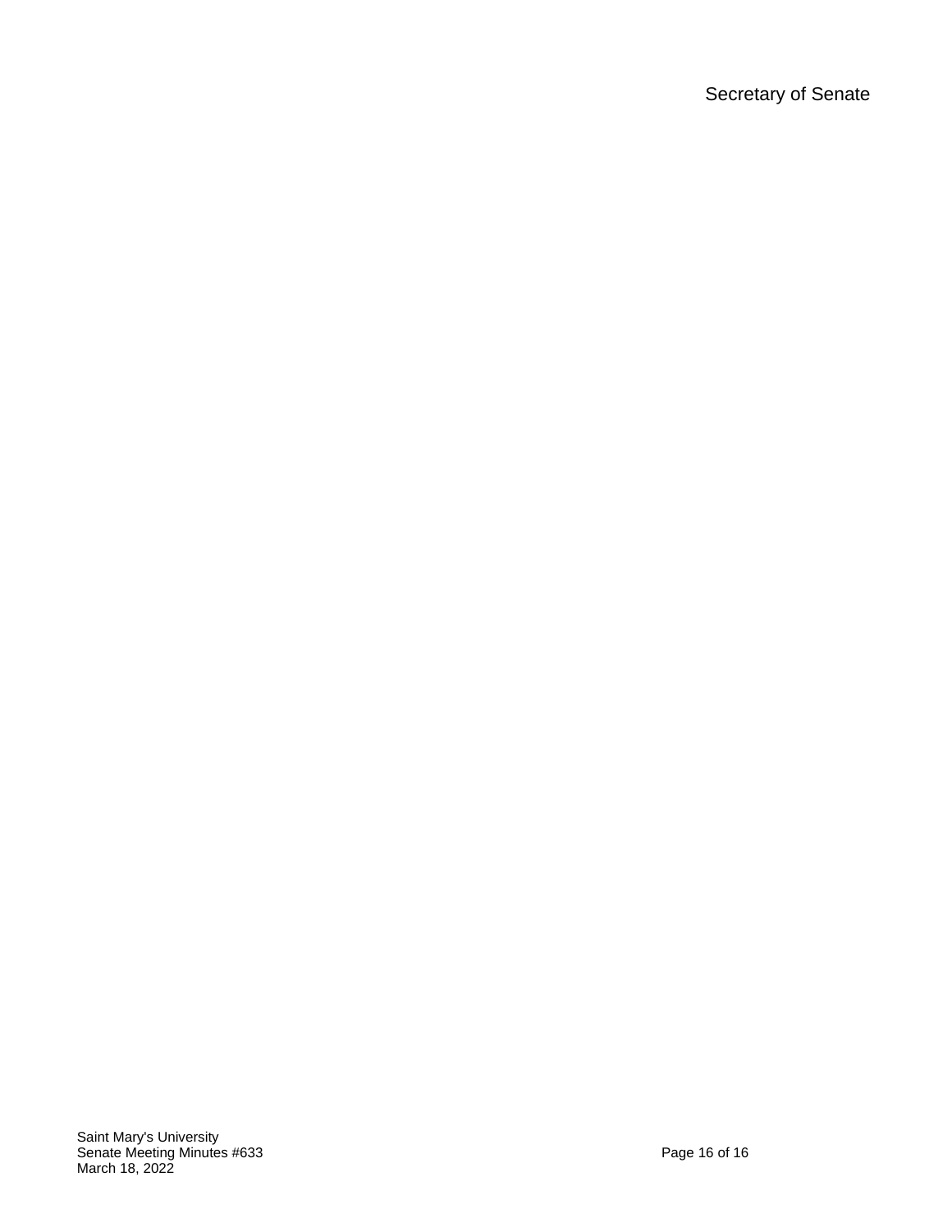Secretary of Senate